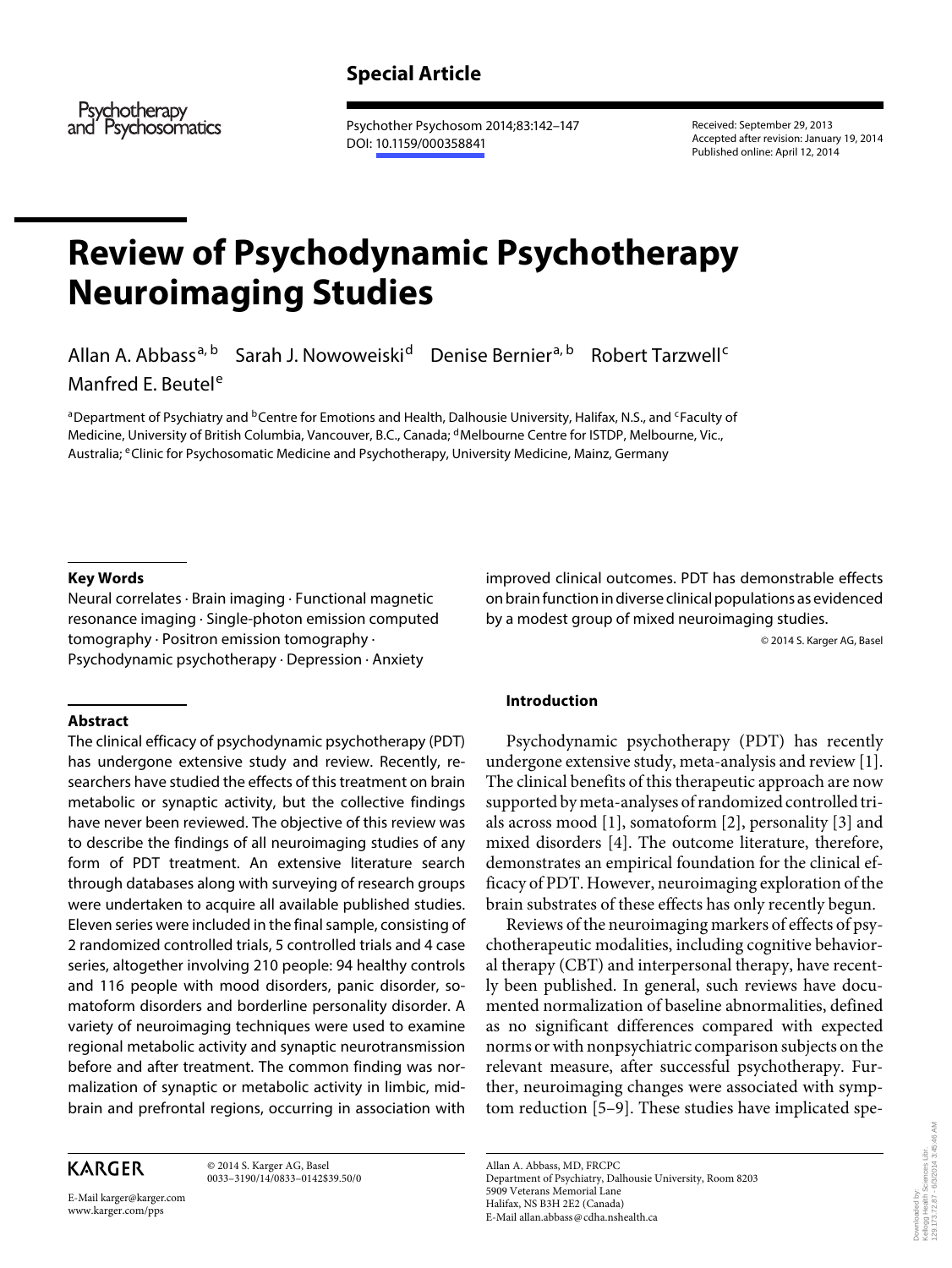Special Article

# Review of Psychodynamic Psychotherapy Neuroimaging Studies

Allan A. Abbass[a, b] Sarah J. Nowoweiski[d] Denise Bernier[a, b] Robert Tarzwell[c] Manfred E. Beutel[e]

[a]Department of Psychiatry and [b]Centre for Emotions and Health, Dalhousie University, Halifax, N.S., and [c]Faculty of Medicine, University of British Columbia, Vancouver, B.C., Canada; [d]Melbourne Centre for ISTDP, Melbourne, Vic., Australia; [e]Clinic for Psychosomatic Medicine and Psychotherapy, University Medicine, Mainz, Germany

Received: September 29, 2013
Accepted after revision: January 19, 2014
Published online: April 12, 2014

DOI: 10.1159/000358841

### Key Words

Neural correlates · Brain imaging · Functional magnetic resonance imaging · Single-photon emission computed tomography · Positron emission tomography · Psychodynamic psychotherapy · Depression · Anxiety

### Abstract

The clinical efficacy of psychodynamic psychotherapy (PDT) has undergone extensive study and review. Recently, researchers have studied the effects of this treatment on brain metabolic or synaptic activity, but the collective findings have never been reviewed. The objective of this review was to describe the findings of all neuroimaging studies of any form of PDT treatment. An extensive literature search through databases along with surveying of research groups were undertaken to acquire all available published studies. Eleven series were included in the final sample, consisting of 2 randomized controlled trials, 5 controlled trials and 4 case series, altogether involving 210 people: 94 healthy controls and 116 people with mood disorders, panic disorder, somatoform disorders and borderline personality disorder. A variety of neuroimaging techniques were used to examine regional metabolic activity and synaptic neurotransmission before and after treatment. The common finding was normalization of synaptic or metabolic activity in limbic, midbrain and prefrontal regions, occurring in association with improved clinical outcomes. PDT has demonstrable effects on brain function in diverse clinical populations as evidenced by a modest group of mixed neuroimaging studies.

© 2014 S. Karger AG, Basel

## Introduction

Psychodynamic psychotherapy (PDT) has recently undergone extensive study, meta-analysis and review [1]. The clinical benefits of this therapeutic approach are now supported by meta-analyses of randomized controlled trials across mood [1], somatoform [2], personality [3] and mixed disorders [4]. The outcome literature, therefore, demonstrates an empirical foundation for the clinical efficacy of PDT. However, neuroimaging exploration of the brain substrates of these effects has only recently begun.

Reviews of the neuroimaging markers of effects of psychotherapeutic modalities, including cognitive behavioral therapy (CBT) and interpersonal therapy, have recently been published. In general, such reviews have documented normalization of baseline abnormalities, defined as no significant differences compared with expected norms or with nonpsychiatric comparison subjects on the relevant measure, after successful psychotherapy. Further, neuroimaging changes were associated with symptom reduction [5–9]. These studies have implicated spe-

KARGER

© 2014 S. Karger AG, Basel
0033–3190/14/0833–0142$39.50/0

E-Mail karger@karger.com
www.karger.com/pps

Allan A. Abbass, MD, FRCPC
Department of Psychiatry, Dalhousie University, Room 8203
5909 Veterans Memorial Lane
Halifax, NS B3H 2E2 (Canada)
E-Mail allan.abbass@cdha.nshealth.ca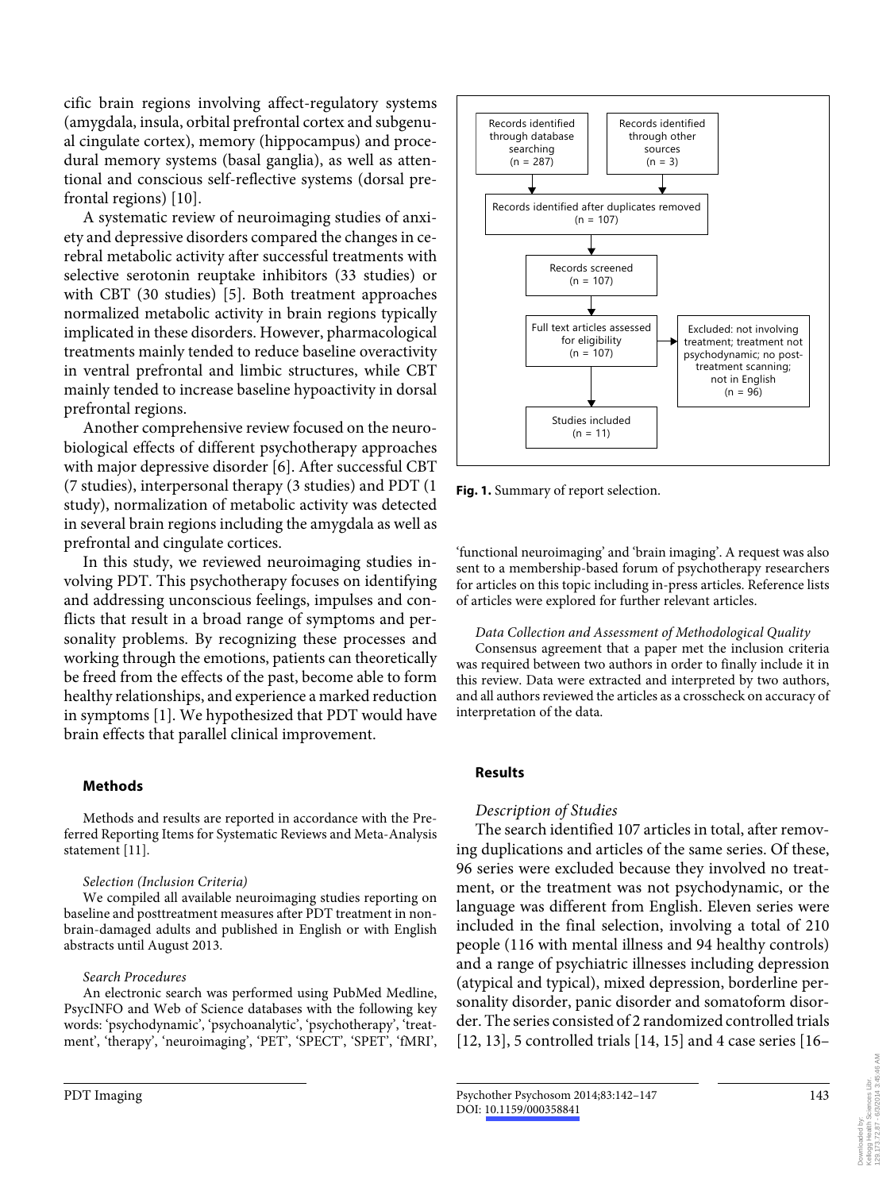cific brain regions involving affect-regulatory systems (amygdala, insula, orbital prefrontal cortex and subgenual cingulate cortex), memory (hippocampus) and procedural memory systems (basal ganglia), as well as attentional and conscious self-reflective systems (dorsal prefrontal regions) [10].

A systematic review of neuroimaging studies of anxiety and depressive disorders compared the changes in cerebral metabolic activity after successful treatments with selective serotonin reuptake inhibitors (33 studies) or with CBT (30 studies) [5]. Both treatment approaches normalized metabolic activity in brain regions typically implicated in these disorders. However, pharmacological treatments mainly tended to reduce baseline overactivity in ventral prefrontal and limbic structures, while CBT mainly tended to increase baseline hypoactivity in dorsal prefrontal regions.

Another comprehensive review focused on the neurobiological effects of different psychotherapy approaches with major depressive disorder [6]. After successful CBT (7 studies), interpersonal therapy (3 studies) and PDT (1 study), normalization of metabolic activity was detected in several brain regions including the amygdala as well as prefrontal and cingulate cortices.

In this study, we reviewed neuroimaging studies involving PDT. This psychotherapy focuses on identifying and addressing unconscious feelings, impulses and conflicts that result in a broad range of symptoms and personality problems. By recognizing these processes and working through the emotions, patients can theoretically be freed from the effects of the past, become able to form healthy relationships, and experience a marked reduction in symptoms [1]. We hypothesized that PDT would have brain effects that parallel clinical improvement.

## Methods

Methods and results are reported in accordance with the Preferred Reporting Items for Systematic Reviews and Meta-Analysis statement [11].

*Selection (Inclusion Criteria)*

We compiled all available neuroimaging studies reporting on baseline and posttreatment measures after PDT treatment in non-brain-damaged adults and published in English or with English abstracts until August 2013.

*Search Procedures*

An electronic search was performed using PubMed Medline, PsycINFO and Web of Science databases with the following key words: 'psychodynamic', 'psychoanalytic', 'psychotherapy', 'treatment', 'therapy', 'neuroimaging', 'PET', 'SPECT', 'SPET', 'fMRI', 'functional neuroimaging' and 'brain imaging'. A request was also sent to a membership-based forum of psychotherapy researchers for articles on this topic including in-press articles. Reference lists of articles were explored for further relevant articles.

Records identified through database searching (n = 287)

Records identified through other sources (n = 3)

Records identified after duplicates removed (n = 107)

Records screened (n = 107)

Full text articles assessed for eligibility (n = 107)

Excluded: not involving treatment; treatment not psychodynamic; no post-treatment scanning; not in English (n = 96)

Studies included (n = 11)

**Fig. 1.** Summary of report selection.

*Data Collection and Assessment of Methodological Quality*

Consensus agreement that a paper met the inclusion criteria was required between two authors in order to finally include it in this review. Data were extracted and interpreted by two authors, and all authors reviewed the articles as a crosscheck on accuracy of interpretation of the data.

## Results

*Description of Studies*

The search identified 107 articles in total, after removing duplications and articles of the same series. Of these, 96 series were excluded because they involved no treatment, or the treatment was not psychodynamic, or the language was different from English. Eleven series were included in the final selection, involving a total of 210 people (116 with mental illness and 94 healthy controls) and a range of psychiatric illnesses including depression (atypical and typical), mixed depression, borderline personality disorder, panic disorder and somatoform disorder. The series consisted of 2 randomized controlled trials [12, 13], 5 controlled trials [14, 15] and 4 case series [16–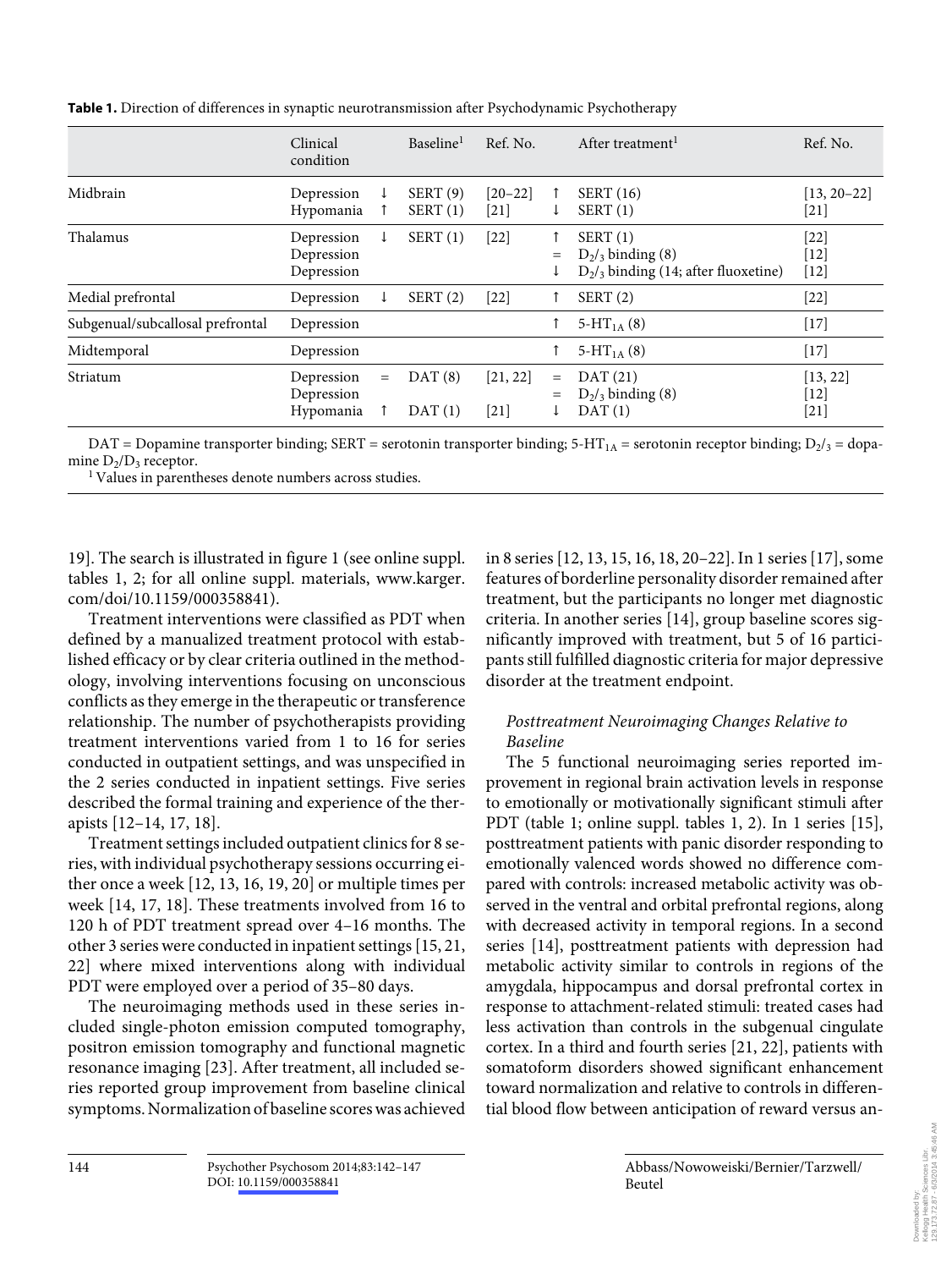**Table 1.** Direction of differences in synaptic neurotransmission after Psychodynamic Psychotherapy

| | Clinical condition | | Baseline[1] | Ref. No. | | After treatment[1] | Ref. No. |
|---|---|---|---|---|---|---|---|
| Midbrain | Depression | ↓ | SERT (9) | [20–22] | ↑ | SERT (16) | [13, 20–22] |
| | Hypomania | ↑ | SERT (1) | [21] | ↓ | SERT (1) | [21] |
| Thalamus | Depression | ↓ | SERT (1) | [22] | ↑ | SERT (1) | [22] |
| | Depression | | | | = | $D_2/_3$ binding (8) | [12] |
| | Depression | | | | ↓ | $D_2/_3$ binding (14; after fluoxetine) | [12] |
| Medial prefrontal | Depression | ↓ | SERT (2) | [22] | ↑ | SERT (2) | [22] |
| Subgenual/subcallosal prefrontal | Depression | | | | ↑ | 5-$HT_{1A}$ (8) | [17] |
| Midtemporal | Depression | | | | ↑ | 5-$HT_{1A}$ (8) | [17] |
| Striatum | Depression | = | DAT (8) | [21, 22] | = | DAT (21) | [13, 22] |
| | Depression | | | | = | $D_2/_3$ binding (8) | [12] |
| | Hypomania | ↑ | DAT (1) | [21] | ↓ | DAT (1) | [21] |

DAT = Dopamine transporter binding; SERT = serotonin transporter binding; 5-$HT_{1A}$ = serotonin receptor binding; $D_2/_3$ = dopamine $D_2/D_3$ receptor.
[1] Values in parentheses denote numbers across studies.

19]. The search is illustrated in figure 1 (see online suppl. tables 1, 2; for all online suppl. materials, www.karger.com/doi/10.1159/000358841).

Treatment interventions were classified as PDT when defined by a manualized treatment protocol with established efficacy or by clear criteria outlined in the methodology, involving interventions focusing on unconscious conflicts as they emerge in the therapeutic or transference relationship. The number of psychotherapists providing treatment interventions varied from 1 to 16 for series conducted in outpatient settings, and was unspecified in the 2 series conducted in inpatient settings. Five series described the formal training and experience of the therapists [12–14, 17, 18].

Treatment settings included outpatient clinics for 8 series, with individual psychotherapy sessions occurring either once a week [12, 13, 16, 19, 20] or multiple times per week [14, 17, 18]. These treatments involved from 16 to 120 h of PDT treatment spread over 4–16 months. The other 3 series were conducted in inpatient settings [15, 21, 22] where mixed interventions along with individual PDT were employed over a period of 35–80 days.

The neuroimaging methods used in these series included single-photon emission computed tomography, positron emission tomography and functional magnetic resonance imaging [23]. After treatment, all included series reported group improvement from baseline clinical symptoms. Normalization of baseline scores was achieved in 8 series [12, 13, 15, 16, 18, 20–22]. In 1 series [17], some features of borderline personality disorder remained after treatment, but the participants no longer met diagnostic criteria. In another series [14], group baseline scores significantly improved with treatment, but 5 of 16 participants still fulfilled diagnostic criteria for major depressive disorder at the treatment endpoint.

### *Posttreatment Neuroimaging Changes Relative to Baseline*

The 5 functional neuroimaging series reported improvement in regional brain activation levels in response to emotionally or motivationally significant stimuli after PDT (table 1; online suppl. tables 1, 2). In 1 series [15], posttreatment patients with panic disorder responding to emotionally valenced words showed no difference compared with controls: increased metabolic activity was observed in the ventral and orbital prefrontal regions, along with decreased activity in temporal regions. In a second series [14], posttreatment patients with depression had metabolic activity similar to controls in regions of the amygdala, hippocampus and dorsal prefrontal cortex in response to attachment-related stimuli: treated cases had less activation than controls in the subgenual cingulate cortex. In a third and fourth series [21, 22], patients with somatoform disorders showed significant enhancement toward normalization and relative to controls in differential blood flow between anticipation of reward versus an-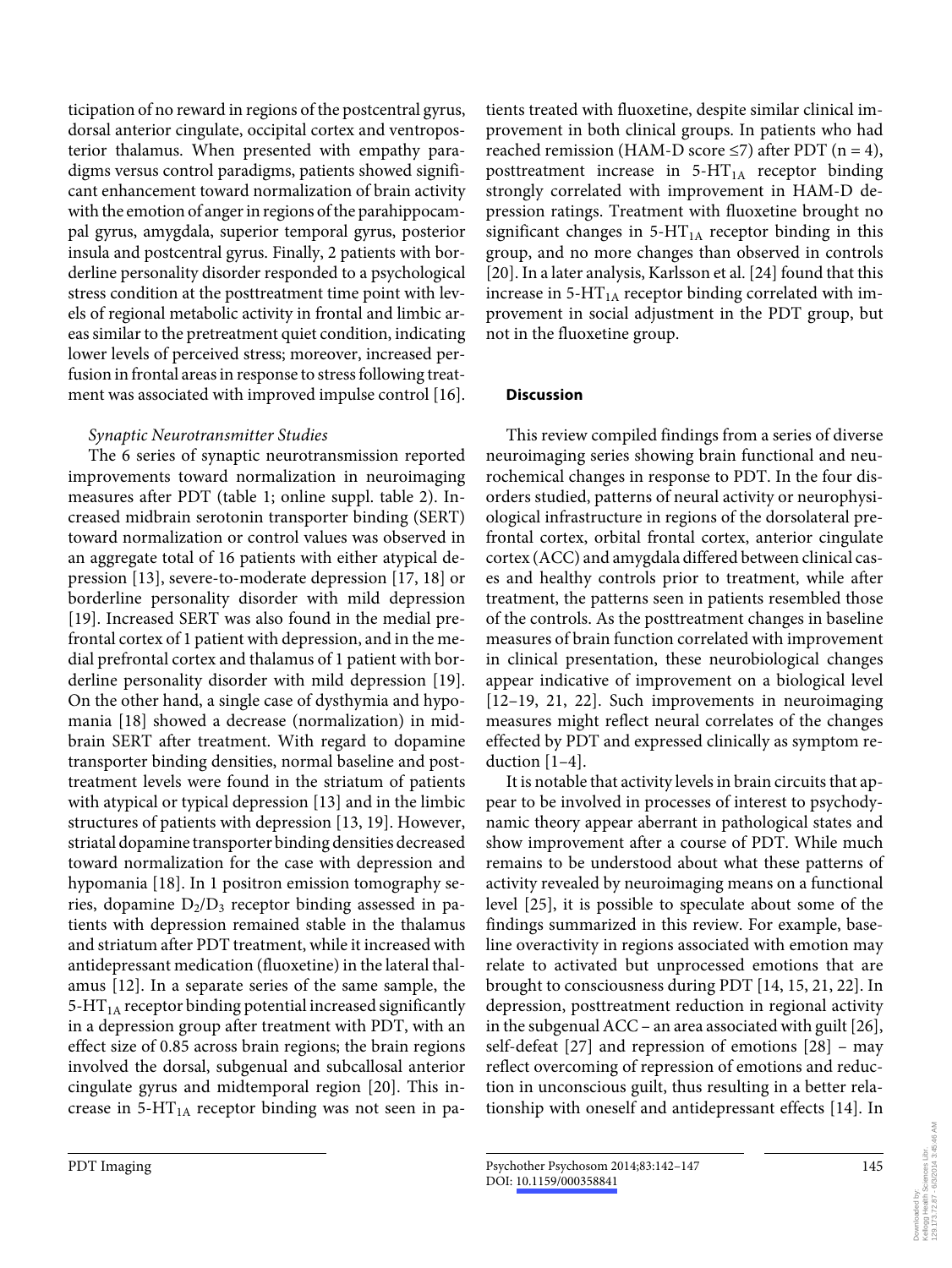ticipation of no reward in regions of the postcentral gyrus, dorsal anterior cingulate, occipital cortex and ventroposterior thalamus. When presented with empathy paradigms versus control paradigms, patients showed significant enhancement toward normalization of brain activity with the emotion of anger in regions of the parahippocampal gyrus, amygdala, superior temporal gyrus, posterior insula and postcentral gyrus. Finally, 2 patients with borderline personality disorder responded to a psychological stress condition at the posttreatment time point with levels of regional metabolic activity in frontal and limbic areas similar to the pretreatment quiet condition, indicating lower levels of perceived stress; moreover, increased perfusion in frontal areas in response to stress following treatment was associated with improved impulse control [16].

*Synaptic Neurotransmitter Studies*

The 6 series of synaptic neurotransmission reported improvements toward normalization in neuroimaging measures after PDT (table 1; online suppl. table 2). Increased midbrain serotonin transporter binding (SERT) toward normalization or control values was observed in an aggregate total of 16 patients with either atypical depression [13], severe-to-moderate depression [17, 18] or borderline personality disorder with mild depression [19]. Increased SERT was also found in the medial prefrontal cortex of 1 patient with depression, and in the medial prefrontal cortex and thalamus of 1 patient with borderline personality disorder with mild depression [19]. On the other hand, a single case of dysthymia and hypomania [18] showed a decrease (normalization) in midbrain SERT after treatment. With regard to dopamine transporter binding densities, normal baseline and posttreatment levels were found in the striatum of patients with atypical or typical depression [13] and in the limbic structures of patients with depression [13, 19]. However, striatal dopamine transporter binding densities decreased toward normalization for the case with depression and hypomania [18]. In 1 positron emission tomography series, dopamine $D_2/D_3$ receptor binding assessed in patients with depression remained stable in the thalamus and striatum after PDT treatment, while it increased with antidepressant medication (fluoxetine) in the lateral thalamus [12]. In a separate series of the same sample, the $5\text{-HT}_{1A}$ receptor binding potential increased significantly in a depression group after treatment with PDT, with an effect size of 0.85 across brain regions; the brain regions involved the dorsal, subgenual and subcallosal anterior cingulate gyrus and midtemporal region [20]. This increase in $5\text{-HT}_{1A}$ receptor binding was not seen in patients treated with fluoxetine, despite similar clinical improvement in both clinical groups. In patients who had reached remission (HAM-D score ≤7) after PDT (n = 4), posttreatment increase in $5\text{-HT}_{1A}$ receptor binding strongly correlated with improvement in HAM-D depression ratings. Treatment with fluoxetine brought no significant changes in $5\text{-HT}_{1A}$ receptor binding in this group, and no more changes than observed in controls [20]. In a later analysis, Karlsson et al. [24] found that this increase in $5\text{-HT}_{1A}$ receptor binding correlated with improvement in social adjustment in the PDT group, but not in the fluoxetine group.

## Discussion

This review compiled findings from a series of diverse neuroimaging series showing brain functional and neurochemical changes in response to PDT. In the four disorders studied, patterns of neural activity or neurophysiological infrastructure in regions of the dorsolateral prefrontal cortex, orbital frontal cortex, anterior cingulate cortex (ACC) and amygdala differed between clinical cases and healthy controls prior to treatment, while after treatment, the patterns seen in patients resembled those of the controls. As the posttreatment changes in baseline measures of brain function correlated with improvement in clinical presentation, these neurobiological changes appear indicative of improvement on a biological level [12–19, 21, 22]. Such improvements in neuroimaging measures might reflect neural correlates of the changes effected by PDT and expressed clinically as symptom reduction [1–4].

It is notable that activity levels in brain circuits that appear to be involved in processes of interest to psychodynamic theory appear aberrant in pathological states and show improvement after a course of PDT. While much remains to be understood about what these patterns of activity revealed by neuroimaging means on a functional level [25], it is possible to speculate about some of the findings summarized in this review. For example, baseline overactivity in regions associated with emotion may relate to activated but unprocessed emotions that are brought to consciousness during PDT [14, 15, 21, 22]. In depression, posttreatment reduction in regional activity in the subgenual ACC – an area associated with guilt [26], self-defeat [27] and repression of emotions [28] – may reflect overcoming of repression of emotions and reduction in unconscious guilt, thus resulting in a better relationship with oneself and antidepressant effects [14]. In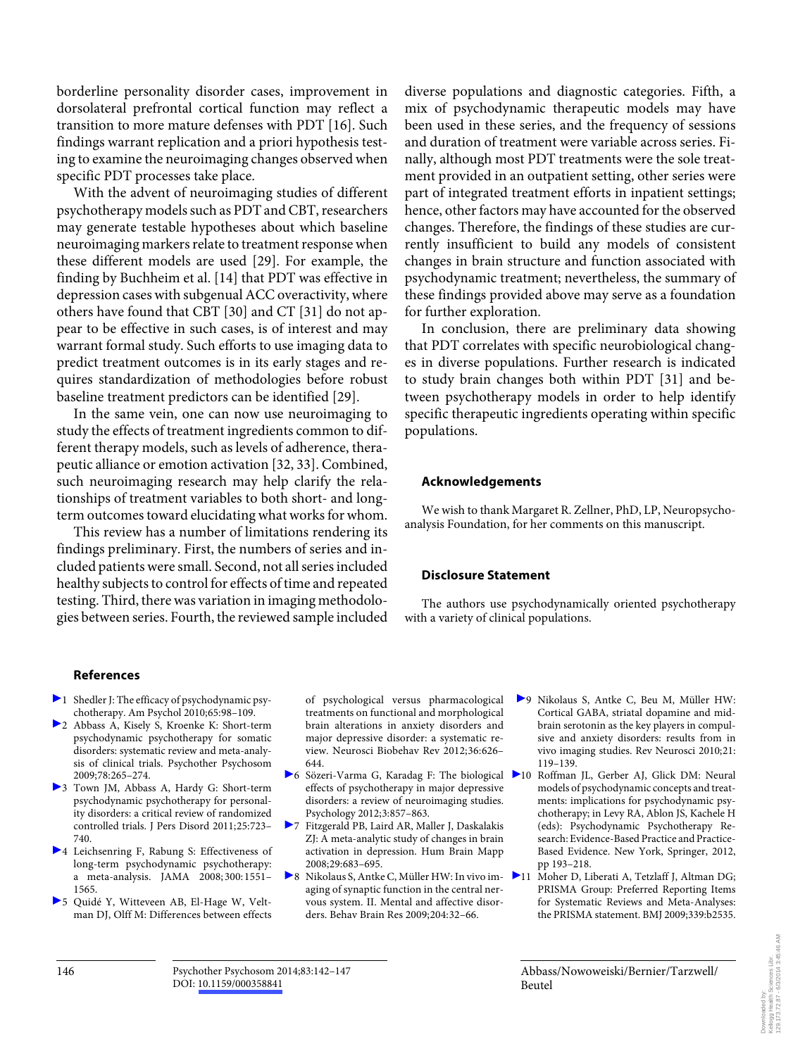borderline personality disorder cases, improvement in dorsolateral prefrontal cortical function may reflect a transition to more mature defenses with PDT [16]. Such findings warrant replication and a priori hypothesis testing to examine the neuroimaging changes observed when specific PDT processes take place.

With the advent of neuroimaging studies of different psychotherapy models such as PDT and CBT, researchers may generate testable hypotheses about which baseline neuroimaging markers relate to treatment response when these different models are used [29]. For example, the finding by Buchheim et al. [14] that PDT was effective in depression cases with subgenual ACC overactivity, where others have found that CBT [30] and CT [31] do not appear to be effective in such cases, is of interest and may warrant formal study. Such efforts to use imaging data to predict treatment outcomes is in its early stages and requires standardization of methodologies before robust baseline treatment predictors can be identified [29].

In the same vein, one can now use neuroimaging to study the effects of treatment ingredients common to different therapy models, such as levels of adherence, therapeutic alliance or emotion activation [32, 33]. Combined, such neuroimaging research may help clarify the relationships of treatment variables to both short- and long-term outcomes toward elucidating what works for whom.

This review has a number of limitations rendering its findings preliminary. First, the numbers of series and included patients were small. Second, not all series included healthy subjects to control for effects of time and repeated testing. Third, there was variation in imaging methodologies between series. Fourth, the reviewed sample included diverse populations and diagnostic categories. Fifth, a mix of psychodynamic therapeutic models may have been used in these series, and the frequency of sessions and duration of treatment were variable across series. Finally, although most PDT treatments were the sole treatment provided in an outpatient setting, other series were part of integrated treatment efforts in inpatient settings; hence, other factors may have accounted for the observed changes. Therefore, the findings of these studies are currently insufficient to build any models of consistent changes in brain structure and function associated with psychodynamic treatment; nevertheless, the summary of these findings provided above may serve as a foundation for further exploration.

In conclusion, there are preliminary data showing that PDT correlates with specific neurobiological changes in diverse populations. Further research is indicated to study brain changes both within PDT [31] and between psychotherapy models in order to help identify specific therapeutic ingredients operating within specific populations.

## Acknowledgements

We wish to thank Margaret R. Zellner, PhD, LP, Neuropsychoanalysis Foundation, for her comments on this manuscript.

## Disclosure Statement

The authors use psychodynamically oriented psychotherapy with a variety of clinical populations.

## References

1. Shedler J: The efficacy of psychodynamic psychotherapy. Am Psychol 2010;65:98–109.
2. Abbass A, Kisely S, Kroenke K: Short-term psychodynamic psychotherapy for somatic disorders: systematic review and meta-analysis of clinical trials. Psychother Psychosom 2009;78:265–274.
3. Town JM, Abbass A, Hardy G: Short-term psychodynamic psychotherapy for personality disorders: a critical review of randomized controlled trials. J Pers Disord 2011;25:723–740.
4. Leichsenring F, Rabung S: Effectiveness of long-term psychodynamic psychotherapy: a meta-analysis. JAMA 2008;300:1551–1565.
5. Quidé Y, Witteveen AB, El-Hage W, Veltman DJ, Olff M: Differences between effects of psychological versus pharmacological treatments on functional and morphological brain alterations in anxiety disorders and major depressive disorder: a systematic review. Neurosci Biobehav Rev 2012;36:626–644.
6. Sözeri-Varma G, Karadag F: The biological effects of psychotherapy in major depressive disorders: a review of neuroimaging studies. Psychology 2012;3:857–863.
7. Fitzgerald PB, Laird AR, Maller J, Daskalakis ZJ: A meta-analytic study of changes in brain activation in depression. Hum Brain Mapp 2008;29:683–695.
8. Nikolaus S, Antke C, Müller HW: In vivo imaging of synaptic function in the central nervous system. II. Mental and affective disorders. Behav Brain Res 2009;204:32–66.
9. Nikolaus S, Antke C, Beu M, Müller HW: Cortical GABA, striatal dopamine and midbrain serotonin as the key players in compulsive and anxiety disorders: results from in vivo imaging studies. Rev Neurosci 2010;21:119–139.
10. Roffman JL, Gerber AJ, Glick DM: Neural models of psychodynamic concepts and treatments: implications for psychodynamic psychotherapy; in Levy RA, Ablon JS, Kachele H (eds): Psychodynamic Psychotherapy Research: Evidence-Based Practice and Practice-Based Evidence. New York, Springer, 2012, pp 193–218.
11. Moher D, Liberati A, Tetzlaff J, Altman DG; PRISMA Group: Preferred Reporting Items for Systematic Reviews and Meta-Analyses: the PRISMA statement. BMJ 2009;339:b2535.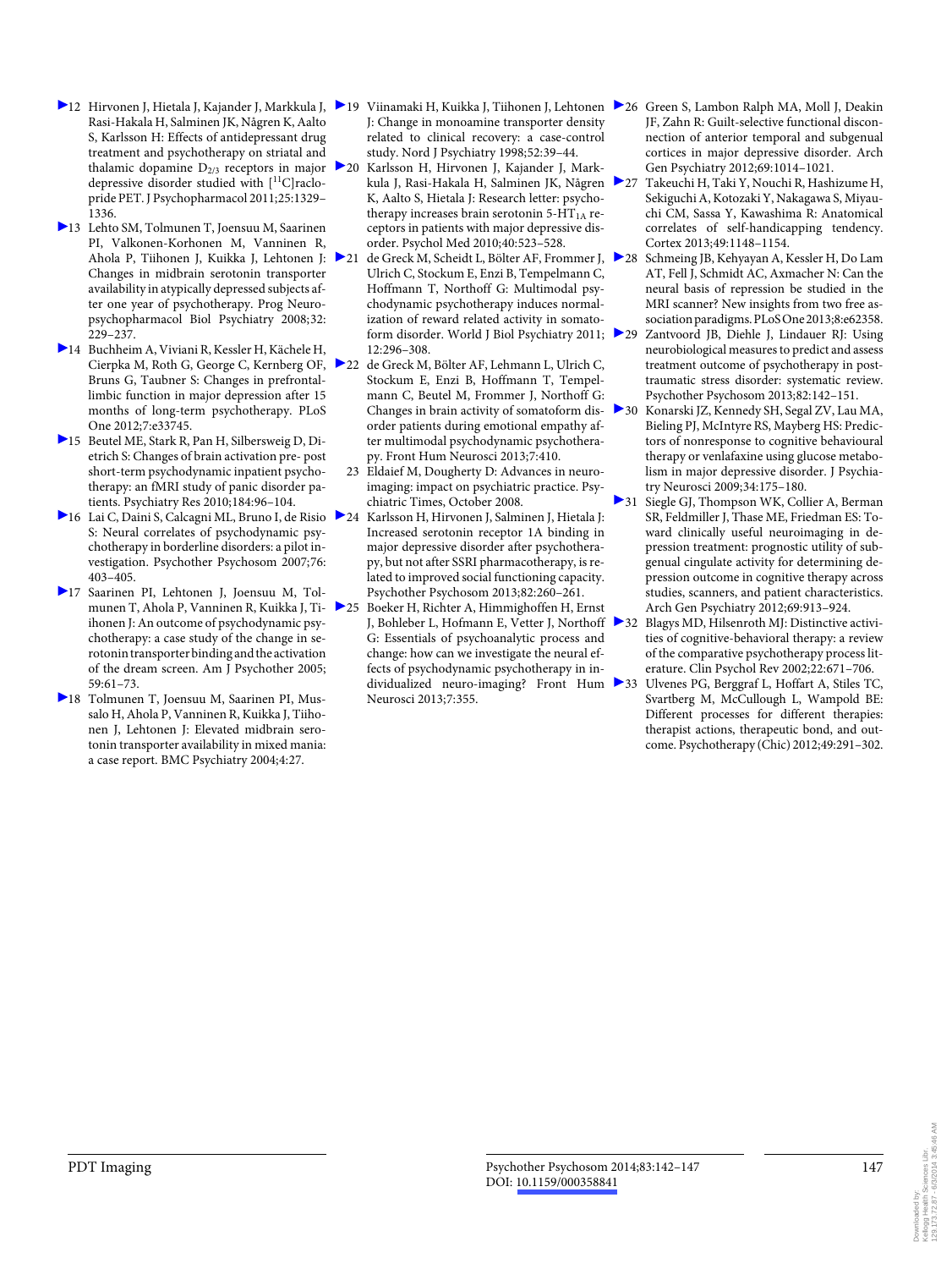12 Hirvonen J, Hietala J, Kajander J, Markkula J, Rasi-Hakala H, Salminen JK, Någren K, Aalto S, Karlsson H: Effects of antidepressant drug treatment and psychotherapy on striatal and thalamic dopamine $D_{2/3}$ receptors in major depressive disorder studied with [$^{11}$C]raclopride PET. J Psychopharmacol 2011;25:1329–1336.

13 Lehto SM, Tolmunen T, Joensuu M, Saarinen PI, Valkonen-Korhonen M, Vanninen R, Ahola P, Tiihonen J, Kuikka J, Lehtonen J: Changes in midbrain serotonin transporter availability in atypically depressed subjects after one year of psychotherapy. Prog Neuropsychopharmacol Biol Psychiatry 2008;32:229–237.

14 Buchheim A, Viviani R, Kessler H, Kächele H, Cierpka M, Roth G, George C, Kernberg OF, Bruns G, Taubner S: Changes in prefrontal-limbic function in major depression after 15 months of long-term psychotherapy. PLoS One 2012;7:e33745.

15 Beutel ME, Stark R, Pan H, Silbersweig D, Dietrich S: Changes of brain activation pre- post short-term psychodynamic inpatient psychotherapy: an fMRI study of panic disorder patients. Psychiatry Res 2010;184:96–104.

16 Lai C, Daini S, Calcagni ML, Bruno I, de Risio S: Neural correlates of psychodynamic psychotherapy in borderline disorders: a pilot investigation. Psychother Psychosom 2007;76:403–405.

17 Saarinen PI, Lehtonen J, Joensuu M, Tolmunen T, Ahola P, Vanninen R, Kuikka J, Tiihonen J: An outcome of psychodynamic psychotherapy: a case study of the change in serotonin transporter binding and the activation of the dream screen. Am J Psychother 2005;59:61–73.

18 Tolmunen T, Joensuu M, Saarinen PI, Mussalo H, Ahola P, Vanninen R, Kuikka J, Tiihonen J, Lehtonen J: Elevated midbrain serotonin transporter availability in mixed mania: a case report. BMC Psychiatry 2004;4:27.

19 Viinamaki H, Kuikka J, Tiihonen J, Lehtonen J: Change in monoamine transporter density related to clinical recovery: a case-control study. Nord J Psychiatry 1998;52:39–44.

20 Karlsson H, Hirvonen J, Kajander J, Markkula J, Rasi-Hakala H, Salminen JK, Någren K, Aalto S, Hietala J: Research letter: psychotherapy increases brain serotonin 5-$HT_{1A}$ receptors in patients with major depressive disorder. Psychol Med 2010;40:523–528.

21 de Greck M, Scheidt L, Bölter AF, Frommer J, Ulrich C, Stockum E, Enzi B, Tempelmann C, Hoffmann T, Northoff G: Multimodal psychodynamic psychotherapy induces normalization of reward related activity in somatoform disorder. World J Biol Psychiatry 2011;12:296–308.

22 de Greck M, Bölter AF, Lehmann L, Ulrich C, Stockum E, Enzi B, Hoffmann T, Tempelmann C, Beutel M, Frommer J, Northoff G: Changes in brain activity of somatoform disorder patients during emotional empathy after multimodal psychodynamic psychotherapy. Front Hum Neurosci 2013;7:410.

23 Eldaief M, Dougherty D: Advances in neuroimaging: impact on psychiatric practice. Psychiatric Times, October 2008.

24 Karlsson H, Hirvonen J, Salminen J, Hietala J: Increased serotonin receptor 1A binding in major depressive disorder after psychotherapy, but not after SSRI pharmacotherapy, is related to improved social functioning capacity. Psychother Psychosom 2013;82:260–261.

25 Boeker H, Richter A, Himmighoffen H, Ernst J, Bohleber L, Hofmann E, Vetter J, Northoff G: Essentials of psychoanalytic process and change: how can we investigate the neural effects of psychodynamic psychotherapy in individualized neuro-imaging? Front Hum Neurosci 2013;7:355.

26 Green S, Lambon Ralph MA, Moll J, Deakin JF, Zahn R: Guilt-selective functional disconnection of anterior temporal and subgenual cortices in major depressive disorder. Arch Gen Psychiatry 2012;69:1014–1021.

27 Takeuchi H, Taki Y, Nouchi R, Hashizume H, Sekiguchi A, Kotozaki Y, Nakagawa S, Miyauchi CM, Sassa Y, Kawashima R: Anatomical correlates of self-handicapping tendency. Cortex 2013;49:1148–1154.

28 Schmeing JB, Kehyayan A, Kessler H, Do Lam AT, Fell J, Schmidt AC, Axmacher N: Can the neural basis of repression be studied in the MRI scanner? New insights from two free association paradigms. PLoS One 2013;8:e62358.

29 Zantvoord JB, Diehle J, Lindauer RJ: Using neurobiological measures to predict and assess treatment outcome of psychotherapy in posttraumatic stress disorder: systematic review. Psychother Psychosom 2013;82:142–151.

30 Konarski JZ, Kennedy SH, Segal ZV, Lau MA, Bieling PJ, McIntyre RS, Mayberg HS: Predictors of nonresponse to cognitive behavioural therapy or venlafaxine using glucose metabolism in major depressive disorder. J Psychiatry Neurosci 2009;34:175–180.

31 Siegle GJ, Thompson WK, Collier A, Berman SR, Feldmiller J, Thase ME, Friedman ES: Toward clinically useful neuroimaging in depression treatment: prognostic utility of subgenual cingulate activity for determining depression outcome in cognitive therapy across studies, scanners, and patient characteristics. Arch Gen Psychiatry 2012;69:913–924.

32 Blagys MD, Hilsenroth MJ: Distinctive activities of cognitive-behavioral therapy: a review of the comparative psychotherapy process literature. Clin Psychol Rev 2002;22:671–706.

33 Ulvenes PG, Berggraf L, Hoffart A, Stiles TC, Svartberg M, McCullough L, Wampold BE: Different processes for different therapies: therapist actions, therapeutic bond, and outcome. Psychotherapy (Chic) 2012;49:291–302.